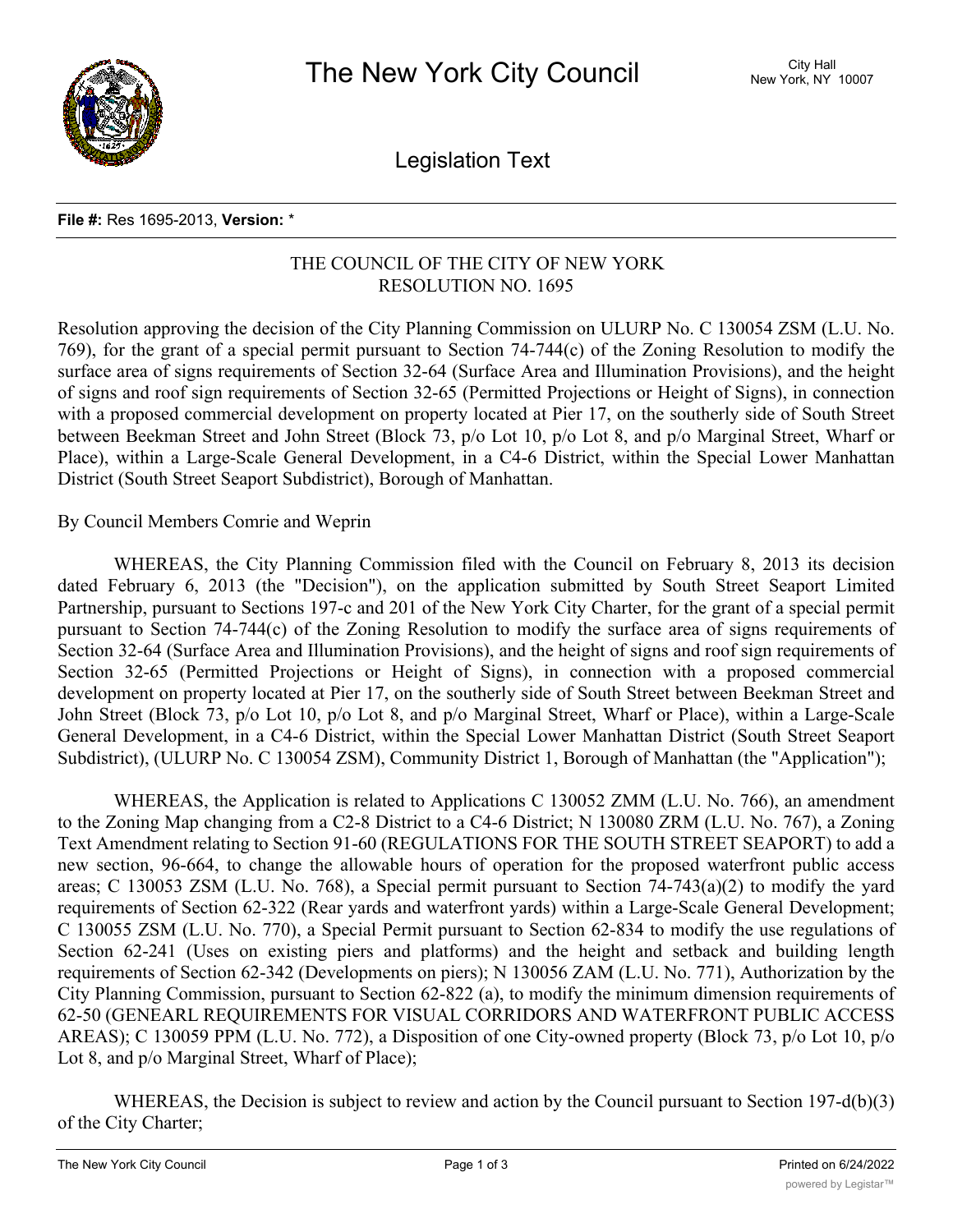# The New York City Council

City Hall
New York, NY 10007

## Legislation Text

**File #:** Res 1695-2013, **Version:** *

THE COUNCIL OF THE CITY OF NEW YORK
RESOLUTION NO. 1695

Resolution approving the decision of the City Planning Commission on ULURP No. C 130054 ZSM (L.U. No. 769), for the grant of a special permit pursuant to Section 74-744(c) of the Zoning Resolution to modify the surface area of signs requirements of Section 32-64 (Surface Area and Illumination Provisions), and the height of signs and roof sign requirements of Section 32-65 (Permitted Projections or Height of Signs), in connection with a proposed commercial development on property located at Pier 17, on the southerly side of South Street between Beekman Street and John Street (Block 73, p/o Lot 10, p/o Lot 8, and p/o Marginal Street, Wharf or Place), within a Large-Scale General Development, in a C4-6 District, within the Special Lower Manhattan District (South Street Seaport Subdistrict), Borough of Manhattan.

By Council Members Comrie and Weprin

WHEREAS, the City Planning Commission filed with the Council on February 8, 2013 its decision dated February 6, 2013 (the "Decision"), on the application submitted by South Street Seaport Limited Partnership, pursuant to Sections 197-c and 201 of the New York City Charter, for the grant of a special permit pursuant to Section 74-744(c) of the Zoning Resolution to modify the surface area of signs requirements of Section 32-64 (Surface Area and Illumination Provisions), and the height of signs and roof sign requirements of Section 32-65 (Permitted Projections or Height of Signs), in connection with a proposed commercial development on property located at Pier 17, on the southerly side of South Street between Beekman Street and John Street (Block 73, p/o Lot 10, p/o Lot 8, and p/o Marginal Street, Wharf or Place), within a Large-Scale General Development, in a C4-6 District, within the Special Lower Manhattan District (South Street Seaport Subdistrict), (ULURP No. C 130054 ZSM), Community District 1, Borough of Manhattan (the "Application");

WHEREAS, the Application is related to Applications C 130052 ZMM (L.U. No. 766), an amendment to the Zoning Map changing from a C2-8 District to a C4-6 District; N 130080 ZRM (L.U. No. 767), a Zoning Text Amendment relating to Section 91-60 (REGULATIONS FOR THE SOUTH STREET SEAPORT) to add a new section, 96-664, to change the allowable hours of operation for the proposed waterfront public access areas; C 130053 ZSM (L.U. No. 768), a Special permit pursuant to Section 74-743(a)(2) to modify the yard requirements of Section 62-322 (Rear yards and waterfront yards) within a Large-Scale General Development; C 130055 ZSM (L.U. No. 770), a Special Permit pursuant to Section 62-834 to modify the use regulations of Section 62-241 (Uses on existing piers and platforms) and the height and setback and building length requirements of Section 62-342 (Developments on piers); N 130056 ZAM (L.U. No. 771), Authorization by the City Planning Commission, pursuant to Section 62-822 (a), to modify the minimum dimension requirements of 62-50 (GENEARL REQUIREMENTS FOR VISUAL CORRIDORS AND WATERFRONT PUBLIC ACCESS AREAS); C 130059 PPM (L.U. No. 772), a Disposition of one City-owned property (Block 73, p/o Lot 10, p/o Lot 8, and p/o Marginal Street, Wharf of Place);

WHEREAS, the Decision is subject to review and action by the Council pursuant to Section 197-d(b)(3) of the City Charter;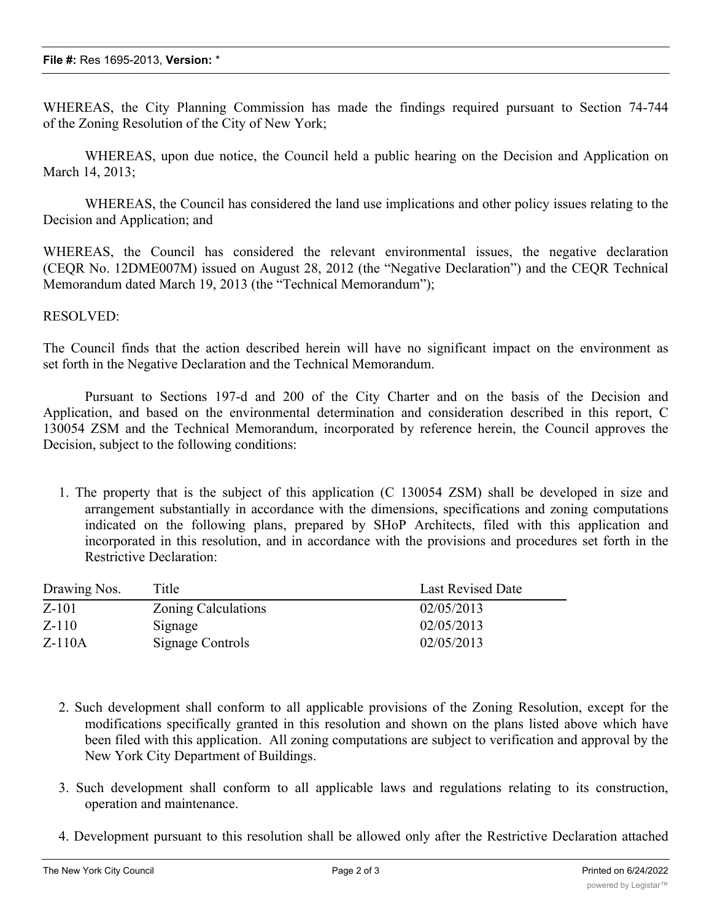WHEREAS, the City Planning Commission has made the findings required pursuant to Section 74-744 of the Zoning Resolution of the City of New York;

WHEREAS, upon due notice, the Council held a public hearing on the Decision and Application on March 14, 2013;

WHEREAS, the Council has considered the land use implications and other policy issues relating to the Decision and Application; and

WHEREAS, the Council has considered the relevant environmental issues, the negative declaration (CEQR No. 12DME007M) issued on August 28, 2012 (the "Negative Declaration") and the CEQR Technical Memorandum dated March 19, 2013 (the "Technical Memorandum");

RESOLVED:

The Council finds that the action described herein will have no significant impact on the environment as set forth in the Negative Declaration and the Technical Memorandum.

Pursuant to Sections 197-d and 200 of the City Charter and on the basis of the Decision and Application, and based on the environmental determination and consideration described in this report, C 130054 ZSM and the Technical Memorandum, incorporated by reference herein, the Council approves the Decision, subject to the following conditions:

1. The property that is the subject of this application (C 130054 ZSM) shall be developed in size and arrangement substantially in accordance with the dimensions, specifications and zoning computations indicated on the following plans, prepared by SHoP Architects, filed with this application and incorporated in this resolution, and in accordance with the provisions and procedures set forth in the Restrictive Declaration:

| Drawing Nos. | Title | Last Revised Date |
|---|---|---|
| Z-101 | Zoning Calculations | 02/05/2013 |
| Z-110 | Signage | 02/05/2013 |
| Z-110A | Signage Controls | 02/05/2013 |

2. Such development shall conform to all applicable provisions of the Zoning Resolution, except for the modifications specifically granted in this resolution and shown on the plans listed above which have been filed with this application. All zoning computations are subject to verification and approval by the New York City Department of Buildings.

3. Such development shall conform to all applicable laws and regulations relating to its construction, operation and maintenance.

4. Development pursuant to this resolution shall be allowed only after the Restrictive Declaration attached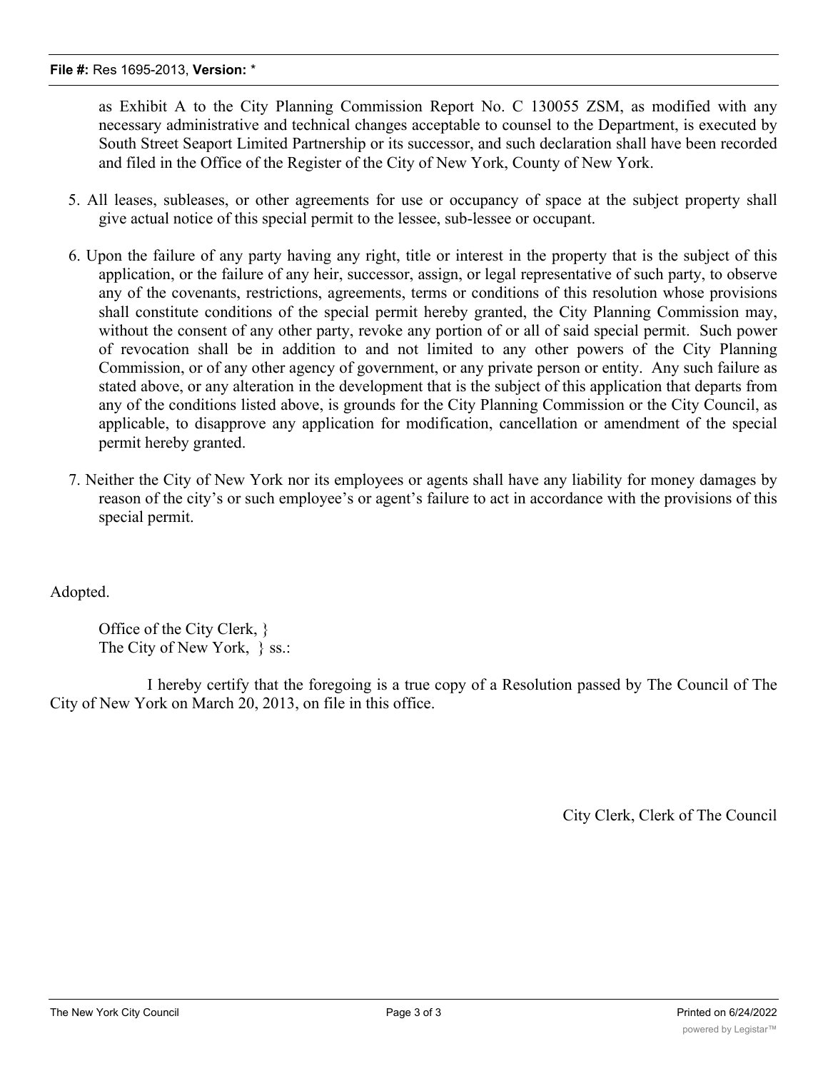as Exhibit A to the City Planning Commission Report No. C 130055 ZSM, as modified with any necessary administrative and technical changes acceptable to counsel to the Department, is executed by South Street Seaport Limited Partnership or its successor, and such declaration shall have been recorded and filed in the Office of the Register of the City of New York, County of New York.

5. All leases, subleases, or other agreements for use or occupancy of space at the subject property shall give actual notice of this special permit to the lessee, sub-lessee or occupant.

6. Upon the failure of any party having any right, title or interest in the property that is the subject of this application, or the failure of any heir, successor, assign, or legal representative of such party, to observe any of the covenants, restrictions, agreements, terms or conditions of this resolution whose provisions shall constitute conditions of the special permit hereby granted, the City Planning Commission may, without the consent of any other party, revoke any portion of or all of said special permit. Such power of revocation shall be in addition to and not limited to any other powers of the City Planning Commission, or of any other agency of government, or any private person or entity. Any such failure as stated above, or any alteration in the development that is the subject of this application that departs from any of the conditions listed above, is grounds for the City Planning Commission or the City Council, as applicable, to disapprove any application for modification, cancellation or amendment of the special permit hereby granted.

7. Neither the City of New York nor its employees or agents shall have any liability for money damages by reason of the city's or such employee's or agent's failure to act in accordance with the provisions of this special permit.

Adopted.

Office of the City Clerk, }
The City of New York, } ss.:

I hereby certify that the foregoing is a true copy of a Resolution passed by The Council of The City of New York on March 20, 2013, on file in this office.

City Clerk, Clerk of The Council